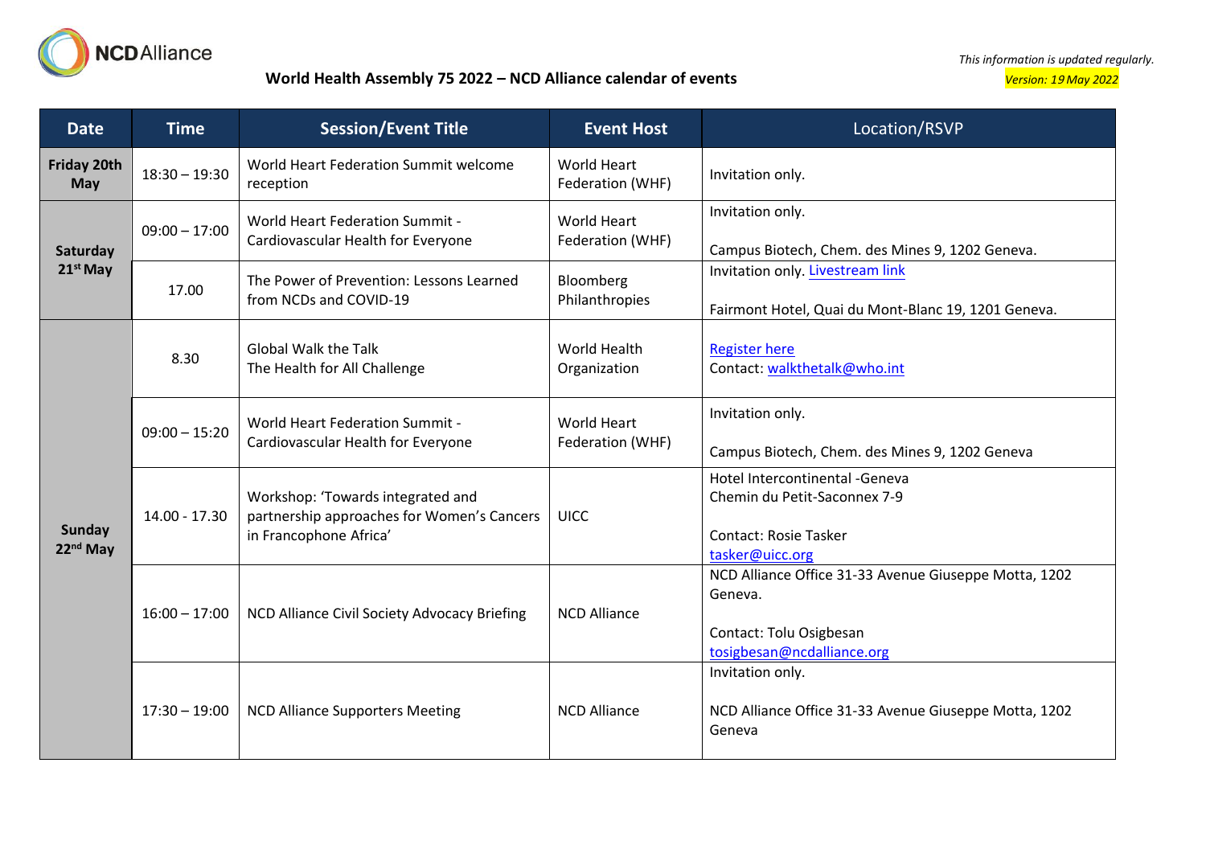NCDAlliance

*This information is updated regularly.*

*Version: 19 May 2022*

# World Health Assembly 75 2022 – NCD Alliance calendar of events

| Date | Time | Session/Event Title | Event Host | Location/RSVP |
|---|---|---|---|---|
| **Friday 20th May** | 18:30 – 19:30 | World Heart Federation Summit welcome reception | World Heart Federation (WHF) | Invitation only. |
| **Saturday 21st May** | 09:00 – 17:00 | World Heart Federation Summit - Cardiovascular Health for Everyone | World Heart Federation (WHF) | Invitation only.<br><br>Campus Biotech, Chem. des Mines 9, 1202 Geneva. |
| | 17.00 | The Power of Prevention: Lessons Learned from NCDs and COVID-19 | Bloomberg Philanthropies | Invitation only. Livestream link<br><br>Fairmont Hotel, Quai du Mont-Blanc 19, 1201 Geneva. |
| **Sunday 22nd May** | 8.30 | Global Walk the Talk<br>The Health for All Challenge | World Health Organization | Register here<br>Contact: walkthetalk@who.int |
| | 09:00 – 15:20 | World Heart Federation Summit - Cardiovascular Health for Everyone | World Heart Federation (WHF) | Invitation only.<br><br>Campus Biotech, Chem. des Mines 9, 1202 Geneva |
| | 14.00 - 17.30 | Workshop: 'Towards integrated and partnership approaches for Women's Cancers in Francophone Africa' | UICC | Hotel Intercontinental -Geneva<br>Chemin du Petit-Saconnex 7-9<br><br>Contact: Rosie Tasker<br>tasker@uicc.org |
| | 16:00 – 17:00 | NCD Alliance Civil Society Advocacy Briefing | NCD Alliance | NCD Alliance Office 31-33 Avenue Giuseppe Motta, 1202 Geneva.<br><br>Contact: Tolu Osigbesan<br>tosigbesan@ncdalliance.org |
| | 17:30 – 19:00 | NCD Alliance Supporters Meeting | NCD Alliance | Invitation only.<br><br>NCD Alliance Office 31-33 Avenue Giuseppe Motta, 1202 Geneva |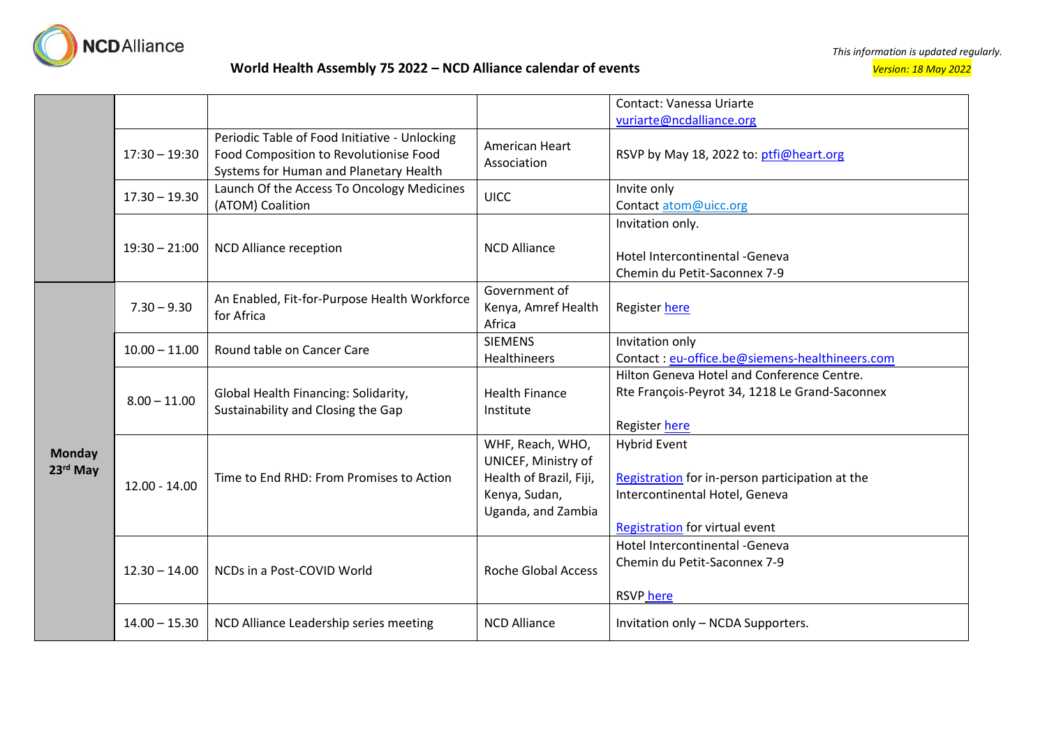## World Health Assembly 75 2022 – NCD Alliance calendar of events

*This information is updated regularly.*
*Version: 18 May 2022*

| | | | | |
|---|---|---|---|---|
| | | | | Contact: Vanessa Uriarte vuriarte@ncdalliance.org |
| | 17:30 – 19:30 | Periodic Table of Food Initiative - Unlocking Food Composition to Revolutionise Food Systems for Human and Planetary Health | American Heart Association | RSVP by May 18, 2022 to: ptfi@heart.org |
| | 17.30 – 19.30 | Launch Of the Access To Oncology Medicines (ATOM) Coalition | UICC | Invite only<br>Contact atom@uicc.org |
| | 19:30 – 21:00 | NCD Alliance reception | NCD Alliance | Invitation only.<br><br>Hotel Intercontinental -Geneva<br>Chemin du Petit-Saconnex 7-9 |
| **Monday 23rd May** | 7.30 – 9.30 | An Enabled, Fit-for-Purpose Health Workforce for Africa | Government of Kenya, Amref Health Africa | Register here |
| | 10.00 – 11.00 | Round table on Cancer Care | SIEMENS Healthineers | Invitation only<br>Contact : eu-office.be@siemens-healthineers.com |
| | 8.00 – 11.00 | Global Health Financing: Solidarity, Sustainability and Closing the Gap | Health Finance Institute | Hilton Geneva Hotel and Conference Centre.<br>Rte François-Peyrot 34, 1218 Le Grand-Saconnex<br><br>Register here |
| | 12.00 - 14.00 | Time to End RHD: From Promises to Action | WHF, Reach, WHO, UNICEF, Ministry of Health of Brazil, Fiji, Kenya, Sudan, Uganda, and Zambia | Hybrid Event<br><br>Registration for in-person participation at the Intercontinental Hotel, Geneva<br><br>Registration for virtual event |
| | 12.30 – 14.00 | NCDs in a Post-COVID World | Roche Global Access | Hotel Intercontinental -Geneva<br>Chemin du Petit-Saconnex 7-9<br><br>RSVP here |
| | 14.00 – 15.30 | NCD Alliance Leadership series meeting | NCD Alliance | Invitation only – NCDA Supporters. |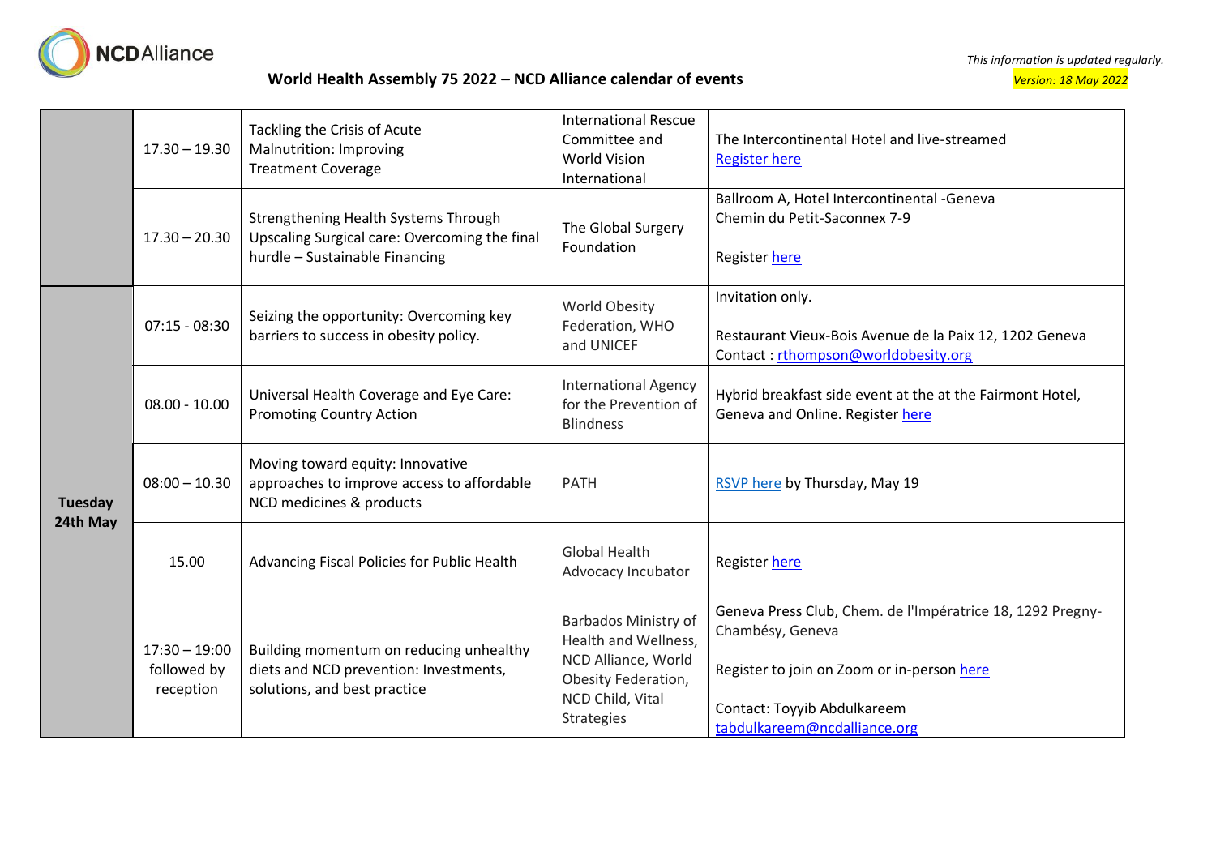**World Health Assembly 75 2022 – NCD Alliance calendar of events**

*This information is updated regularly.*
*Version: 18 May 2022*

| | | | | |
|---|---|---|---|---|
| | 17.30 – 19.30 | Tackling the Crisis of Acute Malnutrition: Improving Treatment Coverage | International Rescue Committee and World Vision International | The Intercontinental Hotel and live-streamed<br>Register here |
| | 17.30 – 20.30 | Strengthening Health Systems Through Upscaling Surgical care: Overcoming the final hurdle – Sustainable Financing | The Global Surgery Foundation | Ballroom A, Hotel Intercontinental -Geneva<br>Chemin du Petit-Saconnex 7-9<br><br>Register here |
| **Tuesday 24th May** | 07:15 - 08:30 | Seizing the opportunity: Overcoming key barriers to success in obesity policy. | World Obesity Federation, WHO and UNICEF | Invitation only.<br><br>Restaurant Vieux-Bois Avenue de la Paix 12, 1202 Geneva<br>Contact : rthompson@worldobesity.org |
| | 08.00 - 10.00 | Universal Health Coverage and Eye Care: Promoting Country Action | International Agency for the Prevention of Blindness | Hybrid breakfast side event at the at the Fairmont Hotel, Geneva and Online. Register here |
| | 08:00 – 10.30 | Moving toward equity: Innovative approaches to improve access to affordable NCD medicines & products | PATH | RSVP here by Thursday, May 19 |
| | 15.00 | Advancing Fiscal Policies for Public Health | Global Health Advocacy Incubator | Register here |
| | 17:30 – 19:00 followed by reception | Building momentum on reducing unhealthy diets and NCD prevention: Investments, solutions, and best practice | Barbados Ministry of Health and Wellness, NCD Alliance, World Obesity Federation, NCD Child, Vital Strategies | Geneva Press Club, Chem. de l'Impératrice 18, 1292 Pregny-Chambésy, Geneva<br><br>Register to join on Zoom or in-person here<br><br>Contact: Toyyib Abdulkareem<br>tabdulkareem@ncdalliance.org |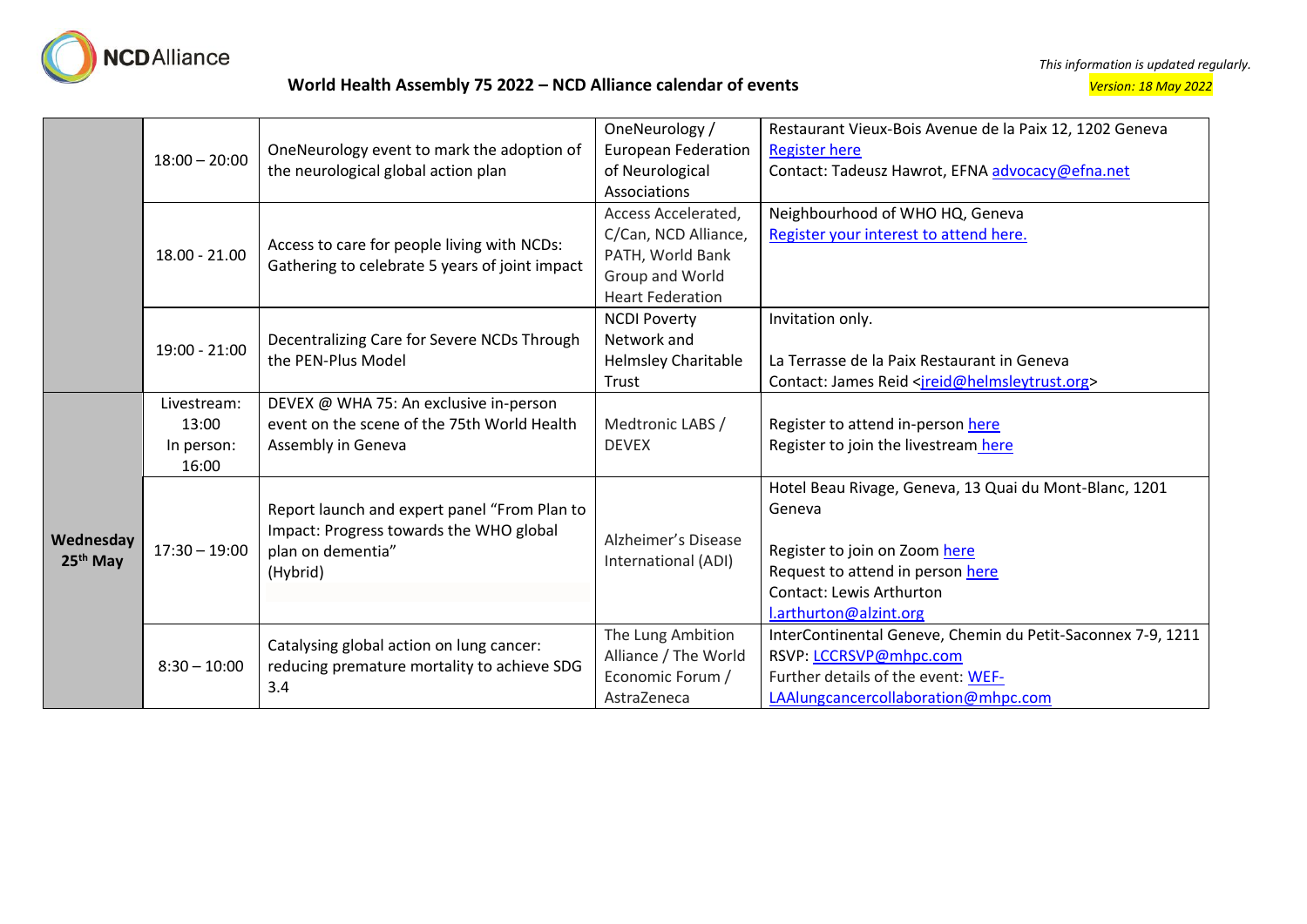# World Health Assembly 75 2022 – NCD Alliance calendar of events

*This information is updated regularly.*
*Version: 18 May 2022*

| | | | | |
|---|---|---|---|---|
| | 18:00 – 20:00 | OneNeurology event to mark the adoption of the neurological global action plan | OneNeurology / European Federation of Neurological Associations | Restaurant Vieux-Bois Avenue de la Paix 12, 1202 Geneva<br>Register here<br>Contact: Tadeusz Hawrot, EFNA advocacy@efna.net |
| | 18.00 - 21.00 | Access to care for people living with NCDs: Gathering to celebrate 5 years of joint impact | Access Accelerated, C/Can, NCD Alliance, PATH, World Bank Group and World Heart Federation | Neighbourhood of WHO HQ, Geneva<br>Register your interest to attend here. |
| | 19:00 - 21:00 | Decentralizing Care for Severe NCDs Through the PEN-Plus Model | NCDI Poverty Network and Helmsley Charitable Trust | Invitation only.<br><br>La Terrasse de la Paix Restaurant in Geneva<br>Contact: James Reid <jreid@helmsleytrust.org> |
| **Wednesday 25th May** | Livestream: 13:00<br>In person: 16:00 | DEVEX @ WHA 75: An exclusive in-person event on the scene of the 75th World Health Assembly in Geneva | Medtronic LABS / DEVEX | Register to attend in-person here<br>Register to join the livestream here |
| | 17:30 – 19:00 | Report launch and expert panel "From Plan to Impact: Progress towards the WHO global plan on dementia"<br>(Hybrid) | Alzheimer's Disease International (ADI) | Hotel Beau Rivage, Geneva, 13 Quai du Mont-Blanc, 1201 Geneva<br><br>Register to join on Zoom here<br>Request to attend in person here<br>Contact: Lewis Arthurton<br>l.arthurton@alzint.org |
| | 8:30 – 10:00 | Catalysing global action on lung cancer: reducing premature mortality to achieve SDG 3.4 | The Lung Ambition Alliance / The World Economic Forum / AstraZeneca | InterContinental Geneve, Chemin du Petit-Saconnex 7-9, 1211<br>RSVP: LCCRSVP@mhpc.com<br>Further details of the event: WEF-LAAlungcancercollaboration@mhpc.com |